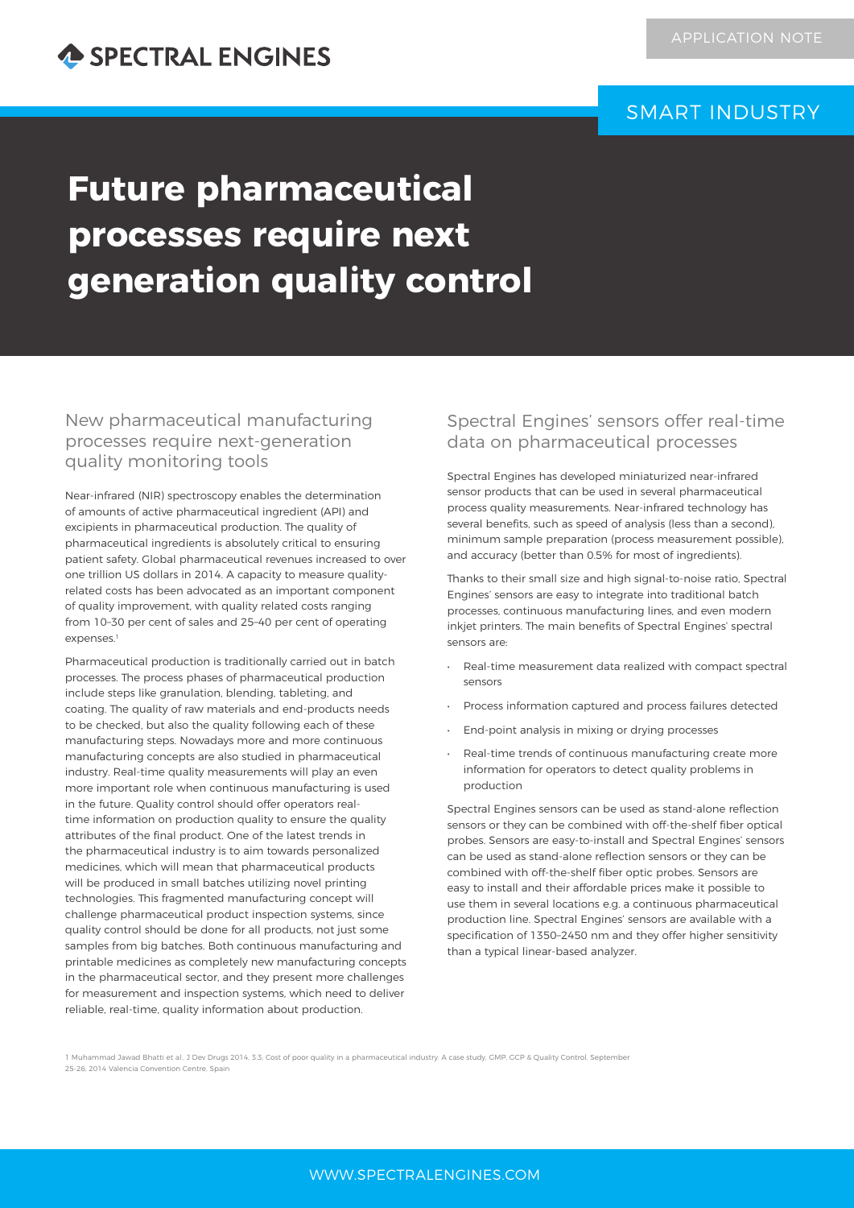SPECTRAL ENGINES

APPLICATION NOTE

SMART INDUSTRY

# Future pharmaceutical processes require next generation quality control

## New pharmaceutical manufacturing processes require next-generation quality monitoring tools

Near-infrared (NIR) spectroscopy enables the determination of amounts of active pharmaceutical ingredient (API) and excipients in pharmaceutical production. The quality of pharmaceutical ingredients is absolutely critical to ensuring patient safety. Global pharmaceutical revenues increased to over one trillion US dollars in 2014. A capacity to measure quality-related costs has been advocated as an important component of quality improvement, with quality related costs ranging from 10–30 per cent of sales and 25–40 per cent of operating expenses.[1]

Pharmaceutical production is traditionally carried out in batch processes. The process phases of pharmaceutical production include steps like granulation, blending, tableting, and coating. The quality of raw materials and end-products needs to be checked, but also the quality following each of these manufacturing steps. Nowadays more and more continuous manufacturing concepts are also studied in pharmaceutical industry. Real-time quality measurements will play an even more important role when continuous manufacturing is used in the future. Quality control should offer operators real-time information on production quality to ensure the quality attributes of the final product. One of the latest trends in the pharmaceutical industry is to aim towards personalized medicines, which will mean that pharmaceutical products will be produced in small batches utilizing novel printing technologies. This fragmented manufacturing concept will challenge pharmaceutical product inspection systems, since quality control should be done for all products, not just some samples from big batches. Both continuous manufacturing and printable medicines as completely new manufacturing concepts in the pharmaceutical sector, and they present more challenges for measurement and inspection systems, which need to deliver reliable, real-time, quality information about production.

## Spectral Engines' sensors offer real-time data on pharmaceutical processes

Spectral Engines has developed miniaturized near-infrared sensor products that can be used in several pharmaceutical process quality measurements. Near-infrared technology has several benefits, such as speed of analysis (less than a second), minimum sample preparation (process measurement possible), and accuracy (better than 0.5% for most of ingredients).

Thanks to their small size and high signal-to-noise ratio, Spectral Engines' sensors are easy to integrate into traditional batch processes, continuous manufacturing lines, and even modern inkjet printers. The main benefits of Spectral Engines' spectral sensors are:

- Real-time measurement data realized with compact spectral sensors
- Process information captured and process failures detected
- End-point analysis in mixing or drying processes
- Real-time trends of continuous manufacturing create more information for operators to detect quality problems in production

Spectral Engines sensors can be used as stand-alone reflection sensors or they can be combined with off-the-shelf fiber optical probes. Sensors are easy-to-install and Spectral Engines' sensors can be used as stand-alone reflection sensors or they can be combined with off-the-shelf fiber optic probes. Sensors are easy to install and their affordable prices make it possible to use them in several locations e.g. a continuous pharmaceutical production line. Spectral Engines' sensors are available with a specification of 1350–2450 nm and they offer higher sensitivity than a typical linear-based analyzer.

1 Muhammad Jawad Bhatti et al., J Dev Drugs 2014, 3:3; Cost of poor quality in a pharmaceutical industry. A case study. GMP, GCP & Quality Control, September 25-26, 2014 Valencia Convention Centre, Spain

WWW.SPECTRALENGINES.COM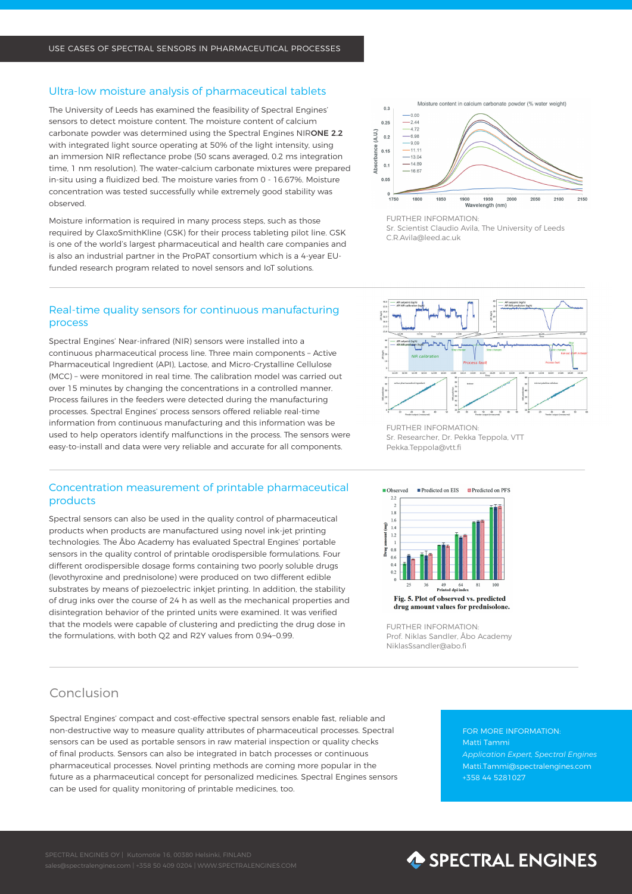USE CASES OF SPECTRAL SENSORS IN PHARMACEUTICAL PROCESSES

## Ultra-low moisture analysis of pharmaceutical tablets

The University of Leeds has examined the feasibility of Spectral Engines' sensors to detect moisture content. The moisture content of calcium carbonate powder was determined using the Spectral Engines NIR**ONE 2.2** with integrated light source operating at 50% of the light intensity, using an immersion NIR reflectance probe (50 scans averaged, 0.2 ms integration time, 1 nm resolution). The water–calcium carbonate mixtures were prepared in-situ using a fluidized bed. The moisture varies from 0 - 16.67%. Moisture concentration was tested successfully while extremely good stability was observed.

Moisture information is required in many process steps, such as those required by GlaxoSmithKline (GSK) for their process tableting pilot line. GSK is one of the world's largest pharmaceutical and health care companies and is also an industrial partner in the ProPAT consortium which is a 4-year EU-funded research program related to novel sensors and IoT solutions.

Moisture content in calcium carbonate powder (% water weight)
Absorbance (A.U.)
Wavelength (nm)
0.00
2.44
4.72
6.98
9.09
11.11
13.04
14.89
16.67

FURTHER INFORMATION:
Sr. Scientist Claudio Avila, The University of Leeds
C.R.Avila@leed.ac.uk

## Real-time quality sensors for continuous manufacturing process

Spectral Engines' Near-infrared (NIR) sensors were installed into a continuous pharmaceutical process line. Three main components – Active Pharmaceutical Ingredient (API), Lactose, and Micro-Crystalline Cellulose (MCC) – were monitored in real time. The calibration model was carried out over 15 minutes by changing the concentrations in a controlled manner. Process failures in the feeders were detected during the manufacturing processes. Spectral Engines' process sensors offered reliable real-time information from continuous manufacturing and this information was be used to help operators identify malfunctions in the process. The sensors were easy-to-install and data were very reliable and accurate for all components.

NIR calibration
Process fault

FURTHER INFORMATION:
Sr. Researcher, Dr. Pekka Teppola, VTT
Pekka.Teppola@vtt.fi

## Concentration measurement of printable pharmaceutical products

Spectral sensors can also be used in the quality control of pharmaceutical products when products are manufactured using novel ink-jet printing technologies. The Åbo Academy has evaluated Spectral Engines' portable sensors in the quality control of printable orodispersible formulations. Four different orodispersible dosage forms containing two poorly soluble drugs (levothyroxine and prednisolone) were produced on two different edible substrates by means of piezoelectric inkjet printing. In addition, the stability of drug inks over the course of 24 h as well as the mechanical properties and disintegration behavior of the printed units were examined. It was verified that the models were capable of clustering and predicting the drug dose in the formulations, with both Q2 and R2Y values from 0.94–0.99.

Observed
Predicted on EIS
Predicted on PFS
Drug amount (mg)
Printed dpi index
25 36 49 64 81 100

**Fig. 5. Plot of observed vs. predicted drug amount values for prednisolone.**

FURTHER INFORMATION:
Prof. Niklas Sandler, Åbo Academy
NiklasSsandler@abo.fi

## Conclusion

Spectral Engines' compact and cost-effective spectral sensors enable fast, reliable and non-destructive way to measure quality attributes of pharmaceutical processes. Spectral sensors can be used as portable sensors in raw material inspection or quality checks of final products. Sensors can also be integrated in batch processes or continuous pharmaceutical processes. Novel printing methods are coming more popular in the future as a pharmaceutical concept for personalized medicines. Spectral Engines sensors can be used for quality monitoring of printable medicines, too.

FOR MORE INFORMATION:
Matti Tammi
*Application Expert, Spectral Engines*
Matti.Tammi@spectralengines.com
+358 44 5281027

SPECTRAL ENGINES OY | Kutomotie 16, 00380 Helsinki, FINLAND
sales@spectralengines.com | +358 50 409 0204 | WWW.SPECTRALENGINES.COM

SPECTRAL ENGINES